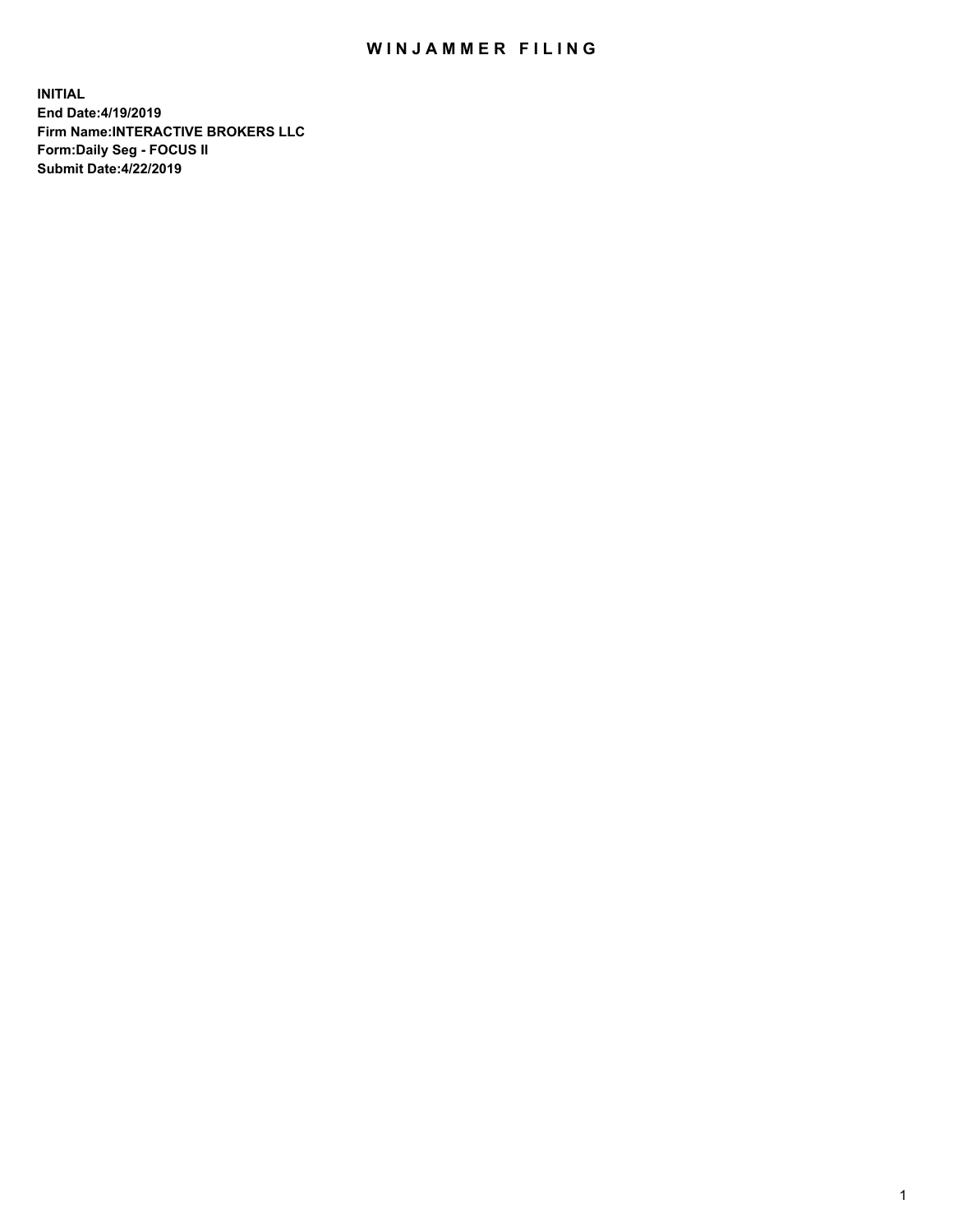# WINJAMMER FILING

**INITIAL**
**End Date:4/19/2019**
**Firm Name:INTERACTIVE BROKERS LLC**
**Form:Daily Seg - FOCUS II**
**Submit Date:4/22/2019**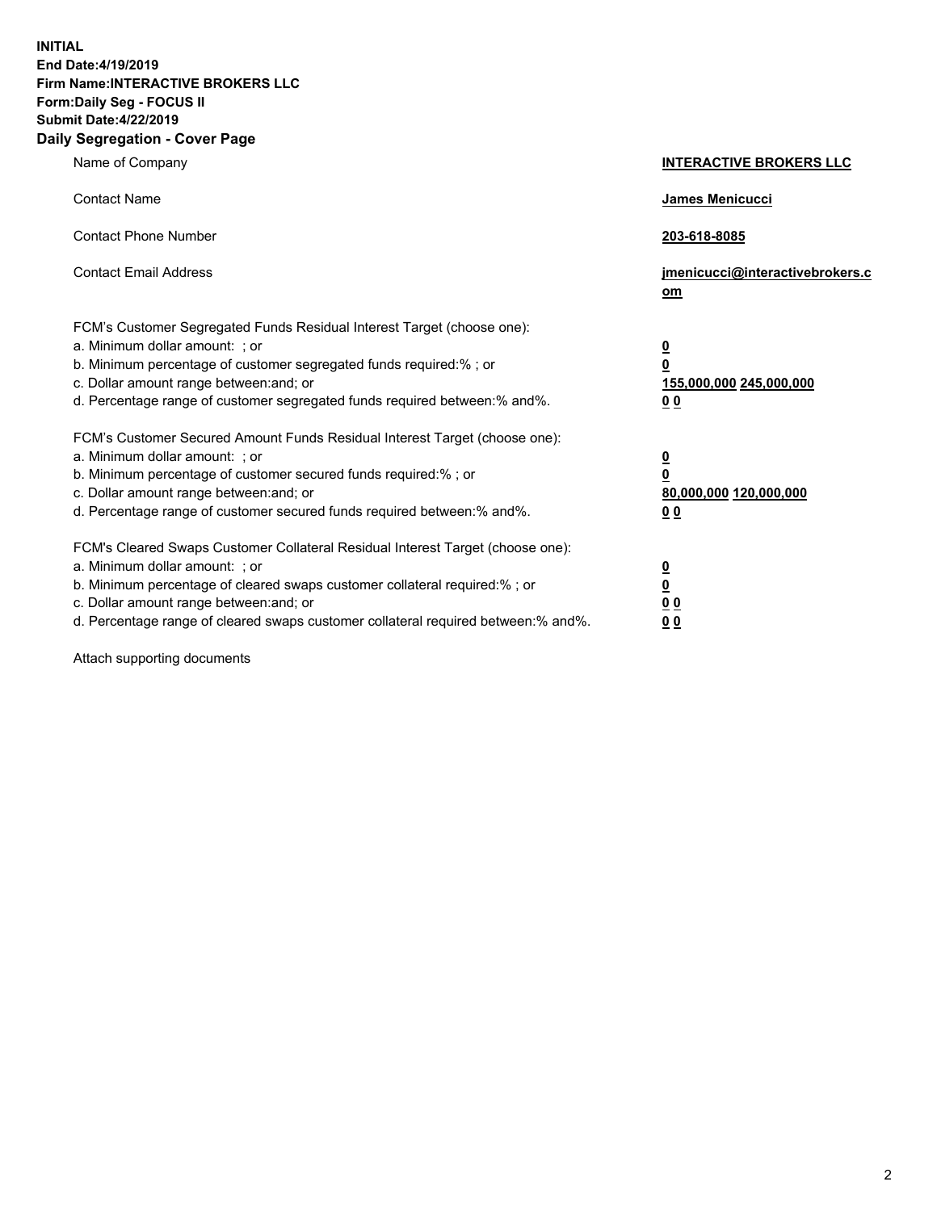**INITIAL**
**End Date:4/19/2019**
**Firm Name:INTERACTIVE BROKERS LLC**
**Form:Daily Seg - FOCUS II**
**Submit Date:4/22/2019**

## Daily Segregation - Cover Page

| | |
|---|---|
| Name of Company | **INTERACTIVE BROKERS LLC** |
| Contact Name | **James Menicucci** |
| Contact Phone Number | **203-618-8085** |
| Contact Email Address | **jmenicucci@interactivebrokers.com** |

FCM's Customer Segregated Funds Residual Interest Target (choose one):

| | |
|---|---|
| a. Minimum dollar amount: ; or | **0** |
| b. Minimum percentage of customer segregated funds required:% ; or | **0** |
| c. Dollar amount range between:and; or | **155,000,000 245,000,000** |
| d. Percentage range of customer segregated funds required between:% and%. | **0 0** |

FCM's Customer Secured Amount Funds Residual Interest Target (choose one):

| | |
|---|---|
| a. Minimum dollar amount: ; or | **0** |
| b. Minimum percentage of customer secured funds required:% ; or | **0** |
| c. Dollar amount range between:and; or | **80,000,000 120,000,000** |
| d. Percentage range of customer secured funds required between:% and%. | **0 0** |

FCM's Cleared Swaps Customer Collateral Residual Interest Target (choose one):

| | |
|---|---|
| a. Minimum dollar amount: ; or | **0** |
| b. Minimum percentage of cleared swaps customer collateral required:% ; or | **0** |
| c. Dollar amount range between:and; or | **0 0** |
| d. Percentage range of cleared swaps customer collateral required between:% and%. | **0 0** |

Attach supporting documents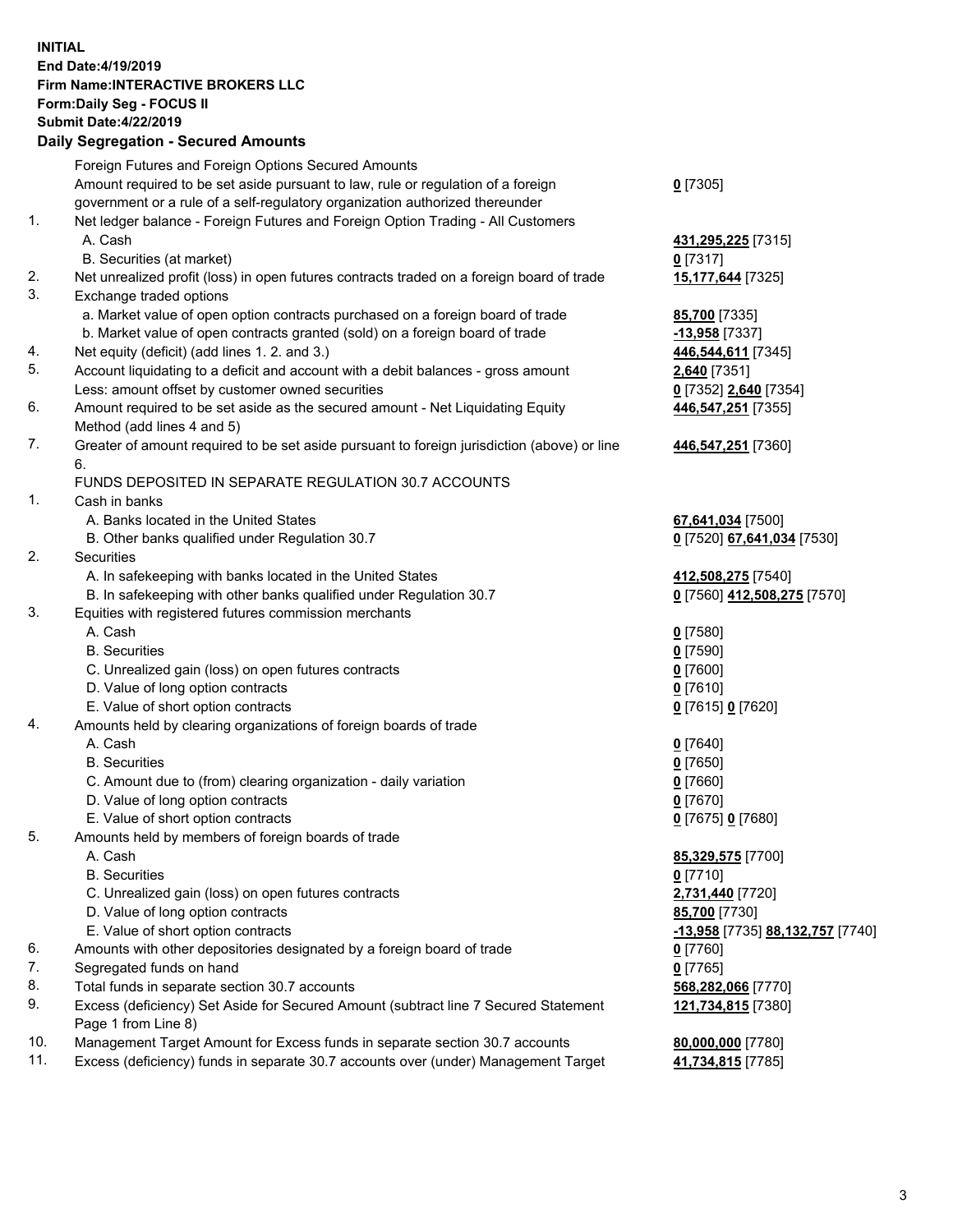**INITIAL**
**End Date:4/19/2019**
**Firm Name:INTERACTIVE BROKERS LLC**
**Form:Daily Seg - FOCUS II**
**Submit Date:4/22/2019**
**Daily Segregation - Secured Amounts**

| | | |
|---|---|---|
| | Foreign Futures and Foreign Options Secured Amounts | |
| | Amount required to be set aside pursuant to law, rule or regulation of a foreign government or a rule of a self-regulatory organization authorized thereunder | **0** [7305] |
| 1. | Net ledger balance - Foreign Futures and Foreign Option Trading - All Customers | |
| | A. Cash | **431,295,225** [7315] |
| | B. Securities (at market) | **0** [7317] |
| 2. | Net unrealized profit (loss) in open futures contracts traded on a foreign board of trade | **15,177,644** [7325] |
| 3. | Exchange traded options | |
| | a. Market value of open option contracts purchased on a foreign board of trade | **85,700** [7335] |
| | b. Market value of open contracts granted (sold) on a foreign board of trade | **-13,958** [7337] |
| 4. | Net equity (deficit) (add lines 1. 2. and 3.) | **446,544,611** [7345] |
| 5. | Account liquidating to a deficit and account with a debit balances - gross amount | **2,640** [7351] |
| | Less: amount offset by customer owned securities | **0** [7352] **2,640** [7354] |
| 6. | Amount required to be set aside as the secured amount - Net Liquidating Equity Method (add lines 4 and 5) | **446,547,251** [7355] |
| 7. | Greater of amount required to be set aside pursuant to foreign jurisdiction (above) or line 6. | **446,547,251** [7360] |
| | FUNDS DEPOSITED IN SEPARATE REGULATION 30.7 ACCOUNTS | |
| 1. | Cash in banks | |
| | A. Banks located in the United States | **67,641,034** [7500] |
| | B. Other banks qualified under Regulation 30.7 | **0** [7520] **67,641,034** [7530] |
| 2. | Securities | |
| | A. In safekeeping with banks located in the United States | **412,508,275** [7540] |
| | B. In safekeeping with other banks qualified under Regulation 30.7 | **0** [7560] **412,508,275** [7570] |
| 3. | Equities with registered futures commission merchants | |
| | A. Cash | **0** [7580] |
| | B. Securities | **0** [7590] |
| | C. Unrealized gain (loss) on open futures contracts | **0** [7600] |
| | D. Value of long option contracts | **0** [7610] |
| | E. Value of short option contracts | **0** [7615] **0** [7620] |
| 4. | Amounts held by clearing organizations of foreign boards of trade | |
| | A. Cash | **0** [7640] |
| | B. Securities | **0** [7650] |
| | C. Amount due to (from) clearing organization - daily variation | **0** [7660] |
| | D. Value of long option contracts | **0** [7670] |
| | E. Value of short option contracts | **0** [7675] **0** [7680] |
| 5. | Amounts held by members of foreign boards of trade | |
| | A. Cash | **85,329,575** [7700] |
| | B. Securities | **0** [7710] |
| | C. Unrealized gain (loss) on open futures contracts | **2,731,440** [7720] |
| | D. Value of long option contracts | **85,700** [7730] |
| | E. Value of short option contracts | **-13,958** [7735] **88,132,757** [7740] |
| 6. | Amounts with other depositories designated by a foreign board of trade | **0** [7760] |
| 7. | Segregated funds on hand | **0** [7765] |
| 8. | Total funds in separate section 30.7 accounts | **568,282,066** [7770] |
| 9. | Excess (deficiency) Set Aside for Secured Amount (subtract line 7 Secured Statement Page 1 from Line 8) | **121,734,815** [7380] |
| 10. | Management Target Amount for Excess funds in separate section 30.7 accounts | **80,000,000** [7780] |
| 11. | Excess (deficiency) funds in separate 30.7 accounts over (under) Management Target | **41,734,815** [7785] |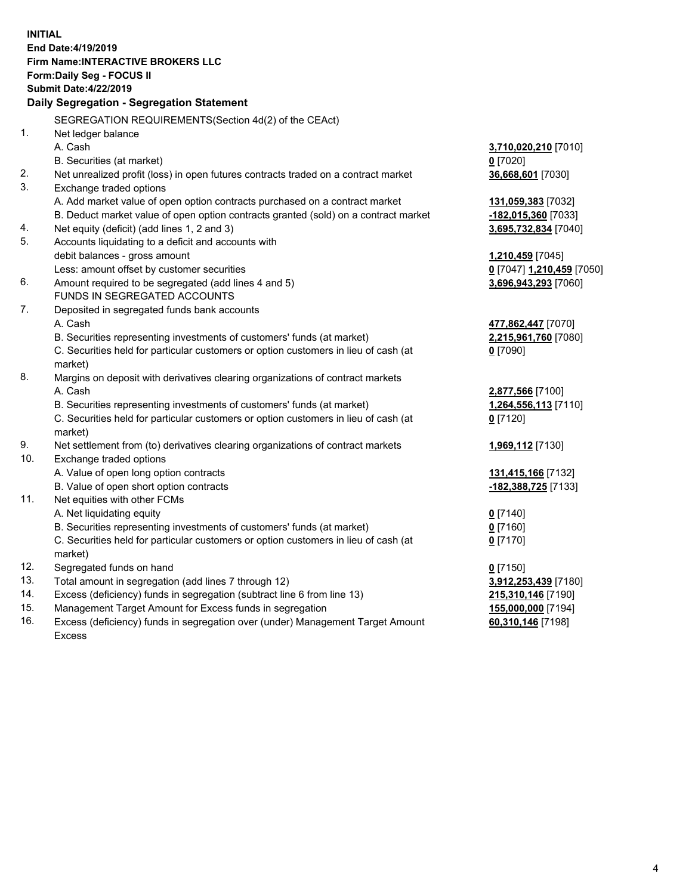**INITIAL**
**End Date:4/19/2019**
**Firm Name:INTERACTIVE BROKERS LLC**
**Form:Daily Seg - FOCUS II**
**Submit Date:4/22/2019**

**Daily Segregation - Segregation Statement**

SEGREGATION REQUIREMENTS(Section 4d(2) of the CEAct)

| | | |
|---|---|---|
| 1. | Net ledger balance | |
| | A. Cash | **3,710,020,210** [7010] |
| | B. Securities (at market) | **0** [7020] |
| 2. | Net unrealized profit (loss) in open futures contracts traded on a contract market | **36,668,601** [7030] |
| 3. | Exchange traded options | |
| | A. Add market value of open option contracts purchased on a contract market | **131,059,383** [7032] |
| | B. Deduct market value of open option contracts granted (sold) on a contract market | **-182,015,360** [7033] |
| 4. | Net equity (deficit) (add lines 1, 2 and 3) | **3,695,732,834** [7040] |
| 5. | Accounts liquidating to a deficit and accounts with debit balances - gross amount | **1,210,459** [7045] |
| | Less: amount offset by customer securities | **0** [7047] **1,210,459** [7050] |
| 6. | Amount required to be segregated (add lines 4 and 5) | **3,696,943,293** [7060] |
| | FUNDS IN SEGREGATED ACCOUNTS | |
| 7. | Deposited in segregated funds bank accounts | |
| | A. Cash | **477,862,447** [7070] |
| | B. Securities representing investments of customers' funds (at market) | **2,215,961,760** [7080] |
| | C. Securities held for particular customers or option customers in lieu of cash (at market) | **0** [7090] |
| 8. | Margins on deposit with derivatives clearing organizations of contract markets | |
| | A. Cash | **2,877,566** [7100] |
| | B. Securities representing investments of customers' funds (at market) | **1,264,556,113** [7110] |
| | C. Securities held for particular customers or option customers in lieu of cash (at market) | **0** [7120] |
| 9. | Net settlement from (to) derivatives clearing organizations of contract markets | **1,969,112** [7130] |
| 10. | Exchange traded options | |
| | A. Value of open long option contracts | **131,415,166** [7132] |
| | B. Value of open short option contracts | **-182,388,725** [7133] |
| 11. | Net equities with other FCMs | |
| | A. Net liquidating equity | **0** [7140] |
| | B. Securities representing investments of customers' funds (at market) | **0** [7160] |
| | C. Securities held for particular customers or option customers in lieu of cash (at market) | **0** [7170] |
| 12. | Segregated funds on hand | **0** [7150] |
| 13. | Total amount in segregation (add lines 7 through 12) | **3,912,253,439** [7180] |
| 14. | Excess (deficiency) funds in segregation (subtract line 6 from line 13) | **215,310,146** [7190] |
| 15. | Management Target Amount for Excess funds in segregation | **155,000,000** [7194] |
| 16. | Excess (deficiency) funds in segregation over (under) Management Target Amount Excess | **60,310,146** [7198] |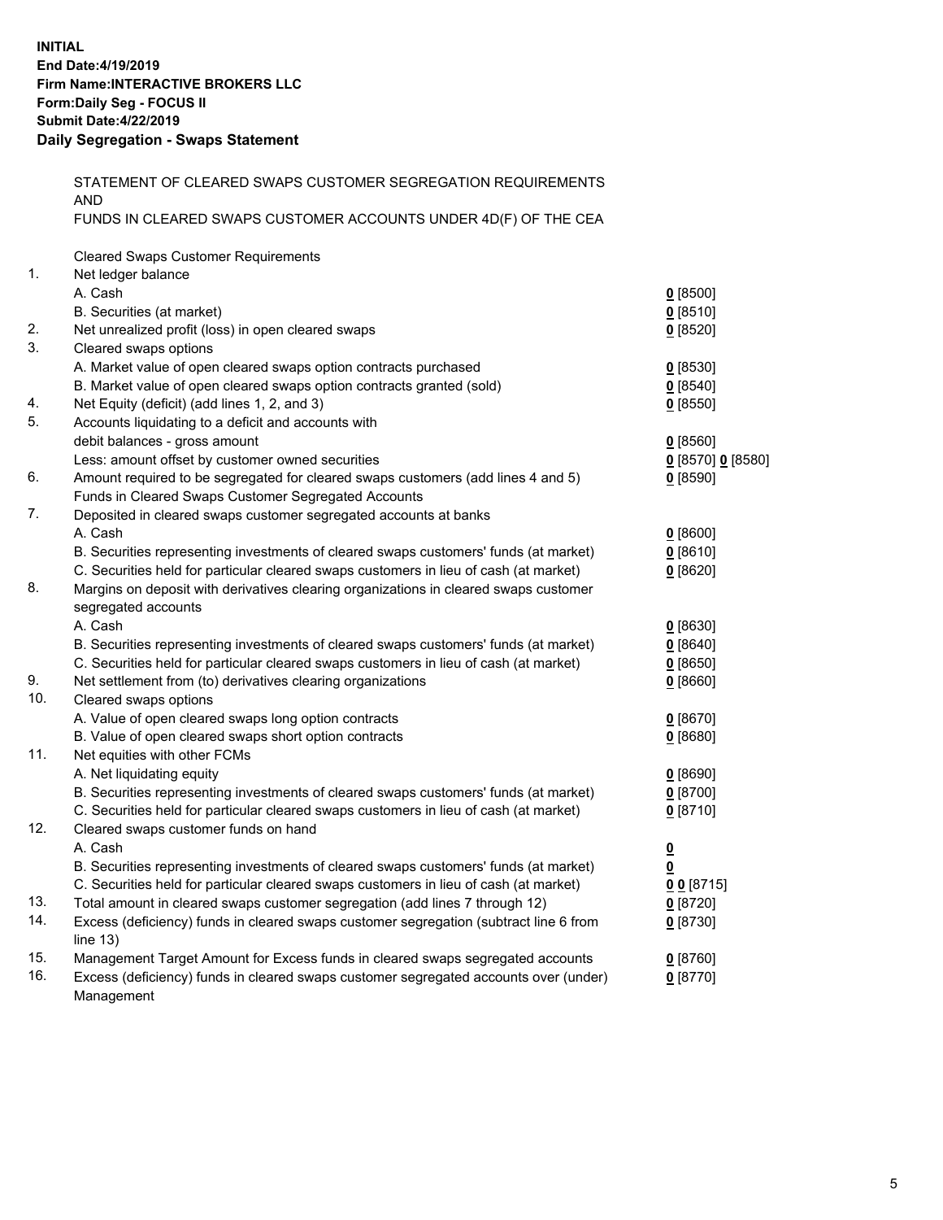**INITIAL**
**End Date:4/19/2019**
**Firm Name:INTERACTIVE BROKERS LLC**
**Form:Daily Seg - FOCUS II**
**Submit Date:4/22/2019**
**Daily Segregation - Swaps Statement**

STATEMENT OF CLEARED SWAPS CUSTOMER SEGREGATION REQUIREMENTS AND FUNDS IN CLEARED SWAPS CUSTOMER ACCOUNTS UNDER 4D(F) OF THE CEA

| | | |
|---|---|---|
| | Cleared Swaps Customer Requirements | |
| 1. | Net ledger balance | |
| | A. Cash | 0 [8500] |
| | B. Securities (at market) | 0 [8510] |
| 2. | Net unrealized profit (loss) in open cleared swaps | 0 [8520] |
| 3. | Cleared swaps options | |
| | A. Market value of open cleared swaps option contracts purchased | 0 [8530] |
| | B. Market value of open cleared swaps option contracts granted (sold) | 0 [8540] |
| 4. | Net Equity (deficit) (add lines 1, 2, and 3) | 0 [8550] |
| 5. | Accounts liquidating to a deficit and accounts with debit balances - gross amount | 0 [8560] |
| | Less: amount offset by customer owned securities | 0 [8570] 0 [8580] |
| 6. | Amount required to be segregated for cleared swaps customers (add lines 4 and 5) | 0 [8590] |
| | Funds in Cleared Swaps Customer Segregated Accounts | |
| 7. | Deposited in cleared swaps customer segregated accounts at banks | |
| | A. Cash | 0 [8600] |
| | B. Securities representing investments of cleared swaps customers' funds (at market) | 0 [8610] |
| | C. Securities held for particular cleared swaps customers in lieu of cash (at market) | 0 [8620] |
| 8. | Margins on deposit with derivatives clearing organizations in cleared swaps customer segregated accounts | |
| | A. Cash | 0 [8630] |
| | B. Securities representing investments of cleared swaps customers' funds (at market) | 0 [8640] |
| | C. Securities held for particular cleared swaps customers in lieu of cash (at market) | 0 [8650] |
| 9. | Net settlement from (to) derivatives clearing organizations | 0 [8660] |
| 10. | Cleared swaps options | |
| | A. Value of open cleared swaps long option contracts | 0 [8670] |
| | B. Value of open cleared swaps short option contracts | 0 [8680] |
| 11. | Net equities with other FCMs | |
| | A. Net liquidating equity | 0 [8690] |
| | B. Securities representing investments of cleared swaps customers' funds (at market) | 0 [8700] |
| | C. Securities held for particular cleared swaps customers in lieu of cash (at market) | 0 [8710] |
| 12. | Cleared swaps customer funds on hand | |
| | A. Cash | 0 |
| | B. Securities representing investments of cleared swaps customers' funds (at market) | 0 |
| | C. Securities held for particular cleared swaps customers in lieu of cash (at market) | 0 0 [8715] |
| 13. | Total amount in cleared swaps customer segregation (add lines 7 through 12) | 0 [8720] |
| 14. | Excess (deficiency) funds in cleared swaps customer segregation (subtract line 6 from line 13) | 0 [8730] |
| 15. | Management Target Amount for Excess funds in cleared swaps segregated accounts | 0 [8760] |
| 16. | Excess (deficiency) funds in cleared swaps customer segregated accounts over (under) Management | 0 [8770] |